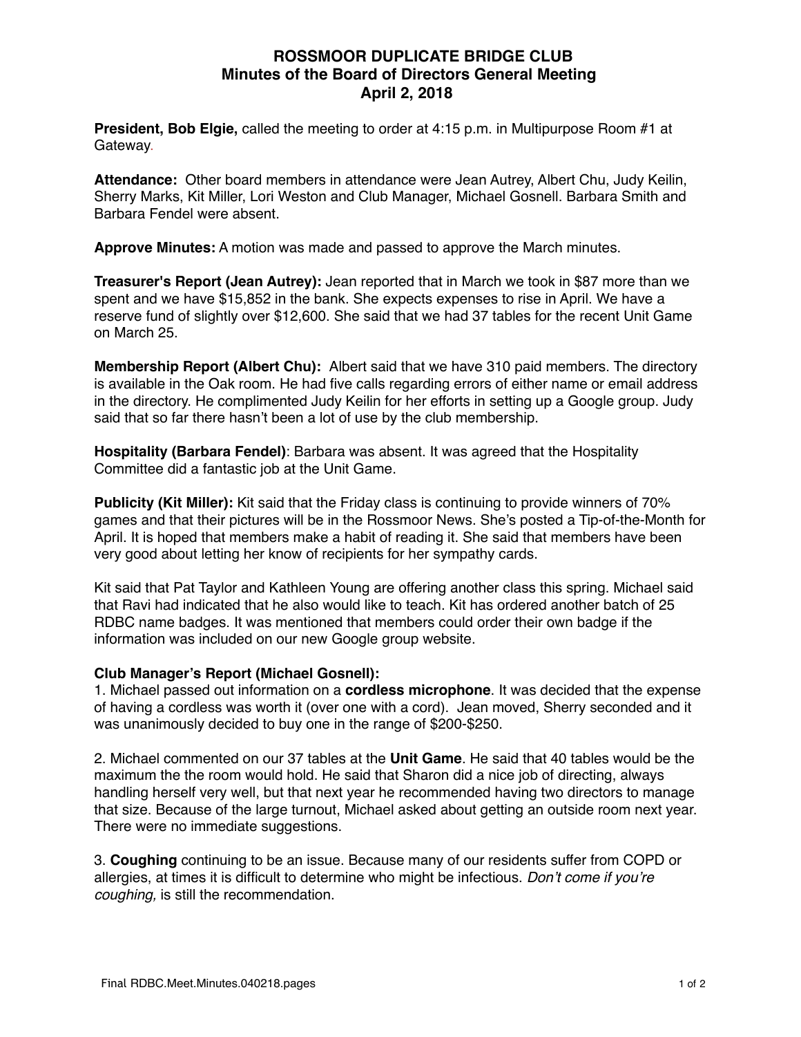# ROSSMOOR DUPLICATE BRIDGE CLUB
## Minutes of the Board of Directors General Meeting
## April 2, 2018

**President, Bob Elgie,** called the meeting to order at 4:15 p.m. in Multipurpose Room #1 at Gateway.

**Attendance:** Other board members in attendance were Jean Autrey, Albert Chu, Judy Keilin, Sherry Marks, Kit Miller, Lori Weston and Club Manager, Michael Gosnell. Barbara Smith and Barbara Fendel were absent.

**Approve Minutes:** A motion was made and passed to approve the March minutes.

**Treasurer's Report (Jean Autrey):** Jean reported that in March we took in $87 more than we spent and we have $15,852 in the bank. She expects expenses to rise in April. We have a reserve fund of slightly over $12,600. She said that we had 37 tables for the recent Unit Game on March 25.

**Membership Report (Albert Chu):** Albert said that we have 310 paid members. The directory is available in the Oak room. He had five calls regarding errors of either name or email address in the directory. He complimented Judy Keilin for her efforts in setting up a Google group. Judy said that so far there hasn't been a lot of use by the club membership.

**Hospitality (Barbara Fendel)**: Barbara was absent. It was agreed that the Hospitality Committee did a fantastic job at the Unit Game.

**Publicity (Kit Miller):** Kit said that the Friday class is continuing to provide winners of 70% games and that their pictures will be in the Rossmoor News. She's posted a Tip-of-the-Month for April. It is hoped that members make a habit of reading it. She said that members have been very good about letting her know of recipients for her sympathy cards.

Kit said that Pat Taylor and Kathleen Young are offering another class this spring. Michael said that Ravi had indicated that he also would like to teach. Kit has ordered another batch of 25 RDBC name badges. It was mentioned that members could order their own badge if the information was included on our new Google group website.

**Club Manager's Report (Michael Gosnell):**

1. Michael passed out information on a **cordless microphone**. It was decided that the expense of having a cordless was worth it (over one with a cord). Jean moved, Sherry seconded and it was unanimously decided to buy one in the range of $200-$250.

2. Michael commented on our 37 tables at the **Unit Game**. He said that 40 tables would be the maximum the the room would hold. He said that Sharon did a nice job of directing, always handling herself very well, but that next year he recommended having two directors to manage that size. Because of the large turnout, Michael asked about getting an outside room next year. There were no immediate suggestions.

3. **Coughing** continuing to be an issue. Because many of our residents suffer from COPD or allergies, at times it is difficult to determine who might be infectious. *Don't come if you're coughing,* is still the recommendation.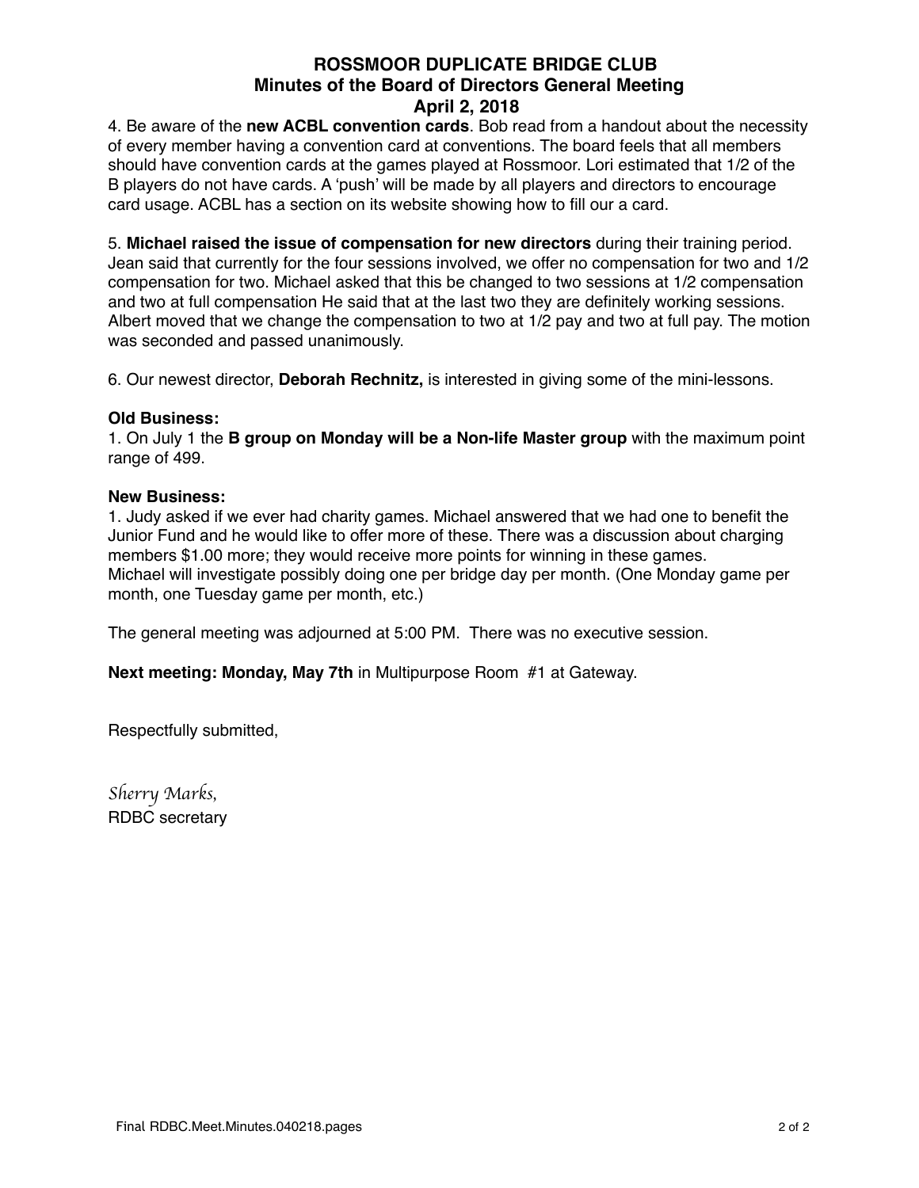# ROSSMOOR DUPLICATE BRIDGE CLUB
## Minutes of the Board of Directors General Meeting
## April 2, 2018

4. Be aware of the **new ACBL convention cards**. Bob read from a handout about the necessity of every member having a convention card at conventions. The board feels that all members should have convention cards at the games played at Rossmoor. Lori estimated that 1/2 of the B players do not have cards. A 'push' will be made by all players and directors to encourage card usage. ACBL has a section on its website showing how to fill our a card.

5. **Michael raised the issue of compensation for new directors** during their training period. Jean said that currently for the four sessions involved, we offer no compensation for two and 1/2 compensation for two. Michael asked that this be changed to two sessions at 1/2 compensation and two at full compensation He said that at the last two they are definitely working sessions. Albert moved that we change the compensation to two at 1/2 pay and two at full pay. The motion was seconded and passed unanimously.

6. Our newest director, **Deborah Rechnitz,** is interested in giving some of the mini-lessons.

**Old Business:**

1. On July 1 the **B group on Monday will be a Non-life Master group** with the maximum point range of 499.

**New Business:**

1. Judy asked if we ever had charity games. Michael answered that we had one to benefit the Junior Fund and he would like to offer more of these. There was a discussion about charging members $1.00 more; they would receive more points for winning in these games. Michael will investigate possibly doing one per bridge day per month. (One Monday game per month, one Tuesday game per month, etc.)

The general meeting was adjourned at 5:00 PM. There was no executive session.

**Next meeting: Monday, May 7th** in Multipurpose Room #1 at Gateway.

Respectfully submitted,

*Sherry Marks,*
RDBC secretary

Final RDBC.Meet.Minutes.040218.pages